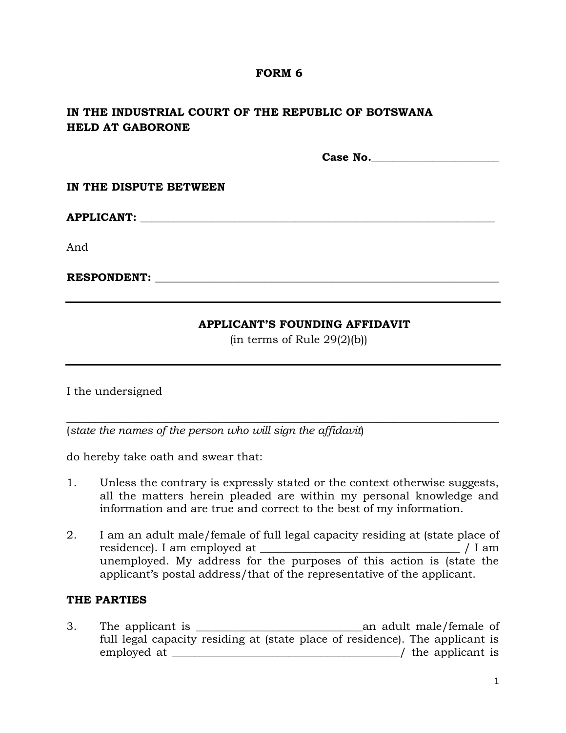**FORM 6**

**IN THE INDUSTRIAL COURT OF THE REPUBLIC OF BOTSWANA**
**HELD AT GABORONE**

**Case No.**_______________________

**IN THE DISPUTE BETWEEN**

**APPLICANT:** _________________________________________________________________

And

**RESPONDENT:** _______________________________________________________________

---

**APPLICANT'S FOUNDING AFFIDAVIT**
(in terms of Rule 29(2)(b))

---

I the undersigned

_____________________________________________________________________________
(*state the names of the person who will sign the affidavit*)

do hereby take oath and swear that:

1. Unless the contrary is expressly stated or the context otherwise suggests, all the matters herein pleaded are within my personal knowledge and information and are true and correct to the best of my information.

2. I am an adult male/female of full legal capacity residing at (state place of residence). I am employed at ___________________________________ / I am unemployed. My address for the purposes of this action is (state the applicant's postal address/that of the representative of the applicant.

**THE PARTIES**

3. The applicant is _____________________________an adult male/female of full legal capacity residing at (state place of residence). The applicant is employed at ________________________________________/ the applicant is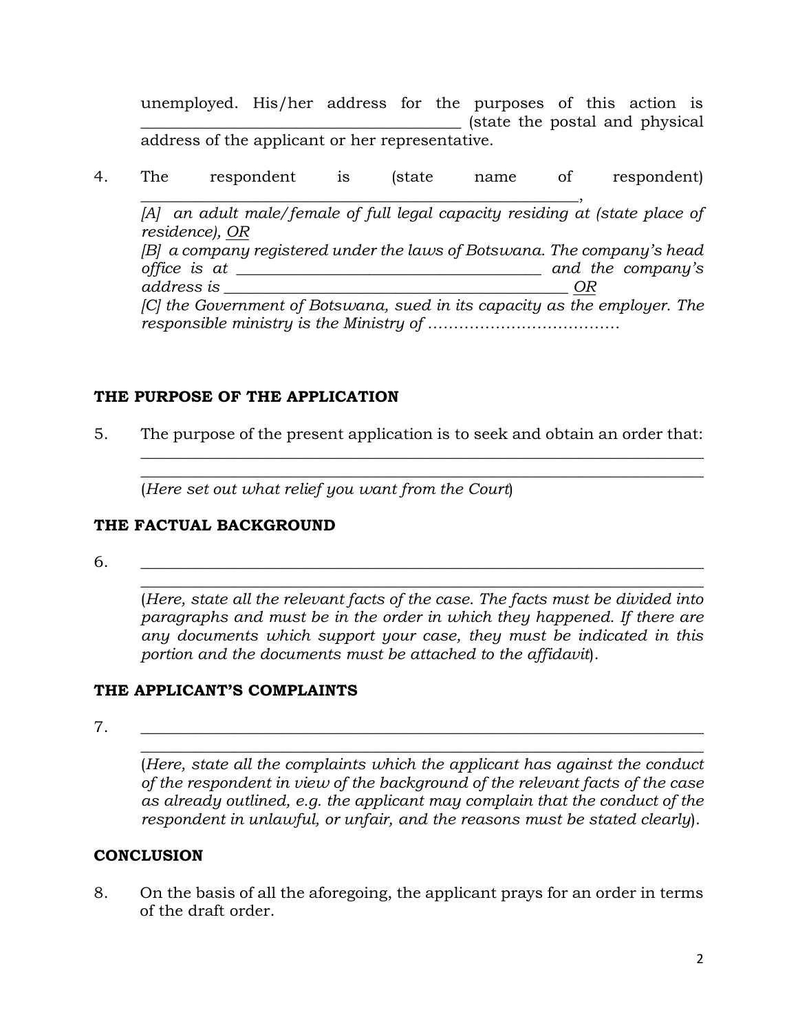unemployed. His/her address for the purposes of this action is \_\_\_\_\_\_\_\_\_\_\_\_\_\_\_\_\_\_\_\_\_\_\_\_\_\_\_\_\_\_\_\_\_\_\_\_\_\_\_\_\_\_ (state the postal and physical address of the applicant or her representative.

4. The respondent is (state name of respondent) \_\_\_\_\_\_\_\_\_\_\_\_\_\_\_\_\_\_\_\_\_\_\_\_\_\_\_\_\_\_\_\_\_\_\_\_\_\_\_\_\_\_\_\_\_\_\_\_\_\_\_\_\_\_\_\_\_,
*[A] an adult male/female of full legal capacity residing at (state place of residence), OR*
*[B] a company registered under the laws of Botswana. The company's head office is at \_\_\_\_\_\_\_\_\_\_\_\_\_\_\_\_\_\_\_\_\_\_\_\_\_\_\_\_\_\_\_\_\_\_\_\_\_\_\_\_ and the company's address is \_\_\_\_\_\_\_\_\_\_\_\_\_\_\_\_\_\_\_\_\_\_\_\_\_\_\_\_\_\_\_\_\_\_\_\_\_\_\_\_\_\_\_\_\_ OR*
*[C] the Government of Botswana, sued in its capacity as the employer. The responsible ministry is the Ministry of ……………………………….*

## THE PURPOSE OF THE APPLICATION

5. The purpose of the present application is to seek and obtain an order that: \_\_\_\_\_\_\_\_\_\_\_\_\_\_\_\_\_\_\_\_\_\_\_\_\_\_\_\_\_\_\_\_\_\_\_\_\_\_\_\_\_\_\_\_\_\_\_\_\_\_\_\_\_\_\_\_\_\_\_\_\_\_\_\_\_\_\_\_\_\_\_\_\_\_
\_\_\_\_\_\_\_\_\_\_\_\_\_\_\_\_\_\_\_\_\_\_\_\_\_\_\_\_\_\_\_\_\_\_\_\_\_\_\_\_\_\_\_\_\_\_\_\_\_\_\_\_\_\_\_\_\_\_\_\_\_\_\_\_\_\_\_\_\_\_\_\_\_\_
(*Here set out what relief you want from the Court*)

## THE FACTUAL BACKGROUND

6. \_\_\_\_\_\_\_\_\_\_\_\_\_\_\_\_\_\_\_\_\_\_\_\_\_\_\_\_\_\_\_\_\_\_\_\_\_\_\_\_\_\_\_\_\_\_\_\_\_\_\_\_\_\_\_\_\_\_\_\_\_\_\_\_\_\_\_\_\_\_\_\_\_\_
\_\_\_\_\_\_\_\_\_\_\_\_\_\_\_\_\_\_\_\_\_\_\_\_\_\_\_\_\_\_\_\_\_\_\_\_\_\_\_\_\_\_\_\_\_\_\_\_\_\_\_\_\_\_\_\_\_\_\_\_\_\_\_\_\_\_\_\_\_\_\_\_\_\_
(*Here, state all the relevant facts of the case. The facts must be divided into paragraphs and must be in the order in which they happened. If there are any documents which support your case, they must be indicated in this portion and the documents must be attached to the affidavit*).

## THE APPLICANT'S COMPLAINTS

7. \_\_\_\_\_\_\_\_\_\_\_\_\_\_\_\_\_\_\_\_\_\_\_\_\_\_\_\_\_\_\_\_\_\_\_\_\_\_\_\_\_\_\_\_\_\_\_\_\_\_\_\_\_\_\_\_\_\_\_\_\_\_\_\_\_\_\_\_\_\_\_\_\_\_
\_\_\_\_\_\_\_\_\_\_\_\_\_\_\_\_\_\_\_\_\_\_\_\_\_\_\_\_\_\_\_\_\_\_\_\_\_\_\_\_\_\_\_\_\_\_\_\_\_\_\_\_\_\_\_\_\_\_\_\_\_\_\_\_\_\_\_\_\_\_\_\_\_\_
(*Here, state all the complaints which the applicant has against the conduct of the respondent in view of the background of the relevant facts of the case as already outlined, e.g. the applicant may complain that the conduct of the respondent in unlawful, or unfair, and the reasons must be stated clearly*).

## CONCLUSION

8. On the basis of all the aforegoing, the applicant prays for an order in terms of the draft order.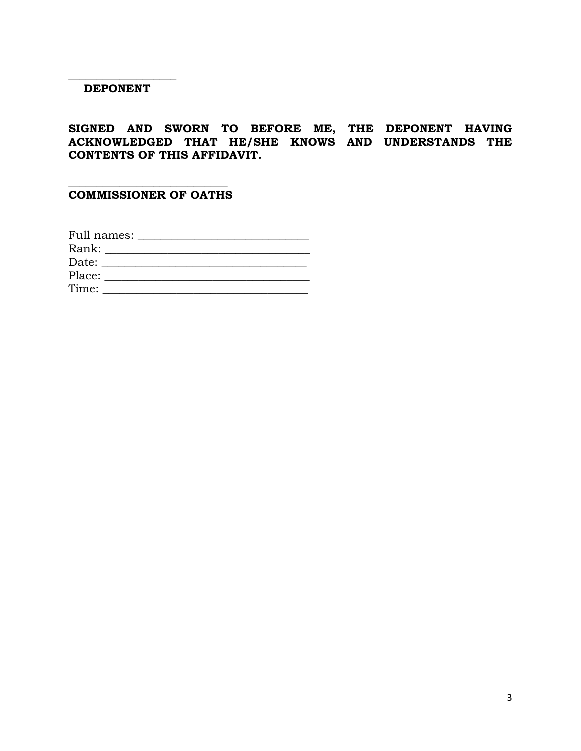\_\_\_\_\_\_\_\_\_\_\_\_\_\_\_\_\_\_\_\_

**DEPONENT**

**SIGNED AND SWORN TO BEFORE ME, THE DEPONENT HAVING ACKNOWLEDGED THAT HE/SHE KNOWS AND UNDERSTANDS THE CONTENTS OF THIS AFFIDAVIT.**

\_\_\_\_\_\_\_\_\_\_\_\_\_\_\_\_\_\_\_\_\_\_\_\_\_\_\_\_\_\_

**COMMISSIONER OF OATHS**

Full names: \_\_\_\_\_\_\_\_\_\_\_\_\_\_\_\_\_\_\_\_\_\_\_\_\_\_\_\_\_\_
Rank: \_\_\_\_\_\_\_\_\_\_\_\_\_\_\_\_\_\_\_\_\_\_\_\_\_\_\_\_\_\_\_\_\_\_\_\_
Date: \_\_\_\_\_\_\_\_\_\_\_\_\_\_\_\_\_\_\_\_\_\_\_\_\_\_\_\_\_\_\_\_\_\_\_\_
Place: \_\_\_\_\_\_\_\_\_\_\_\_\_\_\_\_\_\_\_\_\_\_\_\_\_\_\_\_\_\_\_\_\_\_\_
Time: \_\_\_\_\_\_\_\_\_\_\_\_\_\_\_\_\_\_\_\_\_\_\_\_\_\_\_\_\_\_\_\_\_\_\_\_